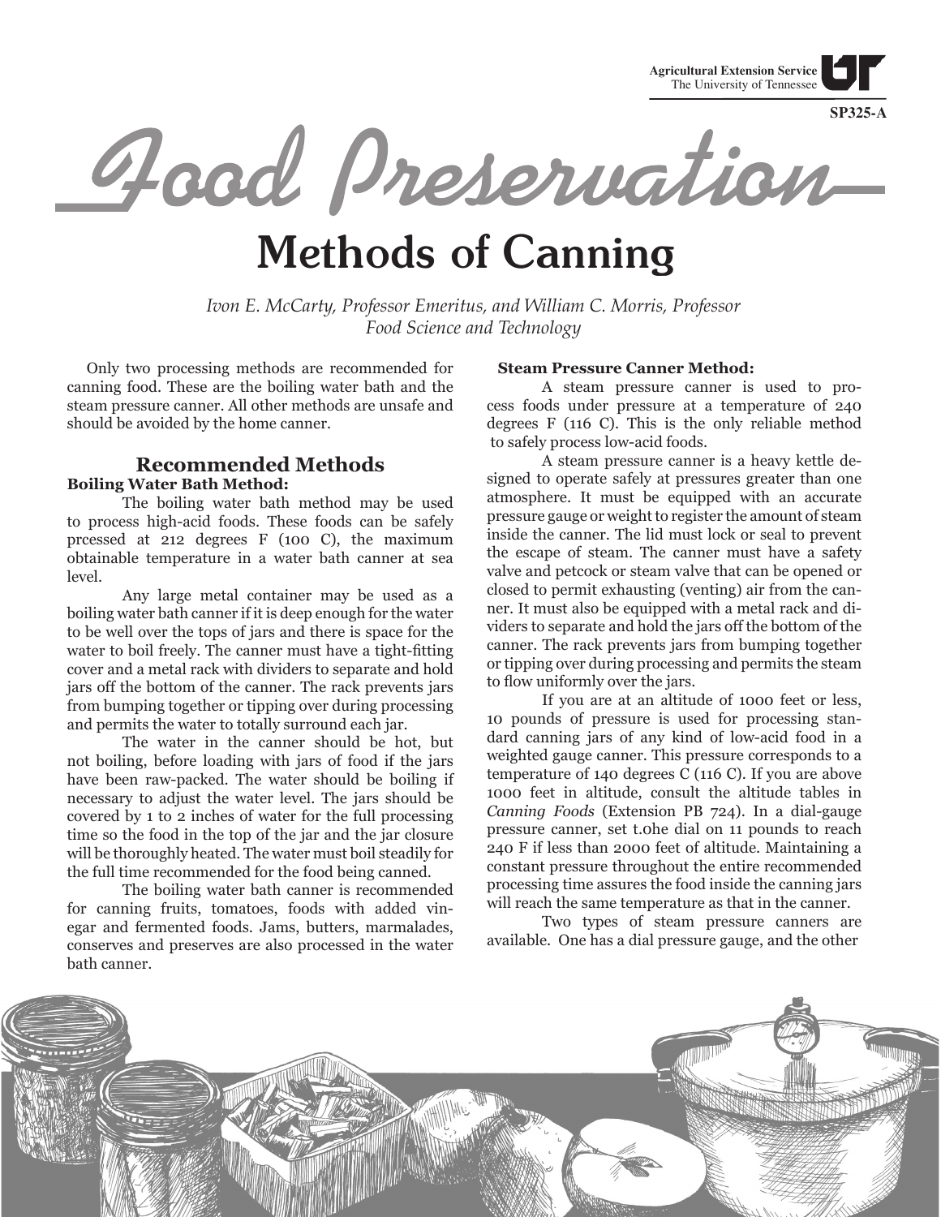Agricultural Extension Service
The University of Tennessee

SP325-A

# Food Preservation

## Methods of Canning

*Ivon E. McCarty, Professor Emeritus, and William C. Morris, Professor*
*Food Science and Technology*

Only two processing methods are recommended for canning food. These are the boiling water bath and the steam pressure canner. All other methods are unsafe and should be avoided by the home canner.

### Recommended Methods

**Boiling Water Bath Method:**

The boiling water bath method may be used to process high-acid foods. These foods can be safely prcessed at 212 degrees F (100 C), the maximum obtainable temperature in a water bath canner at sea level.

Any large metal container may be used as a boiling water bath canner if it is deep enough for the water to be well over the tops of jars and there is space for the water to boil freely. The canner must have a tight-fitting cover and a metal rack with dividers to separate and hold jars off the bottom of the canner. The rack prevents jars from bumping together or tipping over during processing and permits the water to totally surround each jar.

The water in the canner should be hot, but not boiling, before loading with jars of food if the jars have been raw-packed. The water should be boiling if necessary to adjust the water level. The jars should be covered by 1 to 2 inches of water for the full processing time so the food in the top of the jar and the jar closure will be thoroughly heated. The water must boil steadily for the full time recommended for the food being canned.

The boiling water bath canner is recommended for canning fruits, tomatoes, foods with added vinegar and fermented foods. Jams, butters, marmalades, conserves and preserves are also processed in the water bath canner.

**Steam Pressure Canner Method:**

A steam pressure canner is used to process foods under pressure at a temperature of 240 degrees F (116 C). This is the only reliable method to safely process low-acid foods.

A steam pressure canner is a heavy kettle designed to operate safely at pressures greater than one atmosphere. It must be equipped with an accurate pressure gauge or weight to register the amount of steam inside the canner. The lid must lock or seal to prevent the escape of steam. The canner must have a safety valve and petcock or steam valve that can be opened or closed to permit exhausting (venting) air from the canner. It must also be equipped with a metal rack and dividers to separate and hold the jars off the bottom of the canner. The rack prevents jars from bumping together or tipping over during processing and permits the steam to flow uniformly over the jars.

If you are at an altitude of 1000 feet or less, 10 pounds of pressure is used for processing standard canning jars of any kind of low-acid food in a weighted gauge canner. This pressure corresponds to a temperature of 140 degrees C (116 C). If you are above 1000 feet in altitude, consult the altitude tables in *Canning Foods* (Extension PB 724). In a dial-gauge pressure canner, set t.0he dial on 11 pounds to reach 240 F if less than 2000 feet of altitude. Maintaining a constant pressure throughout the entire recommended processing time assures the food inside the canning jars will reach the same temperature as that in the canner.

Two types of steam pressure canners are available. One has a dial pressure gauge, and the other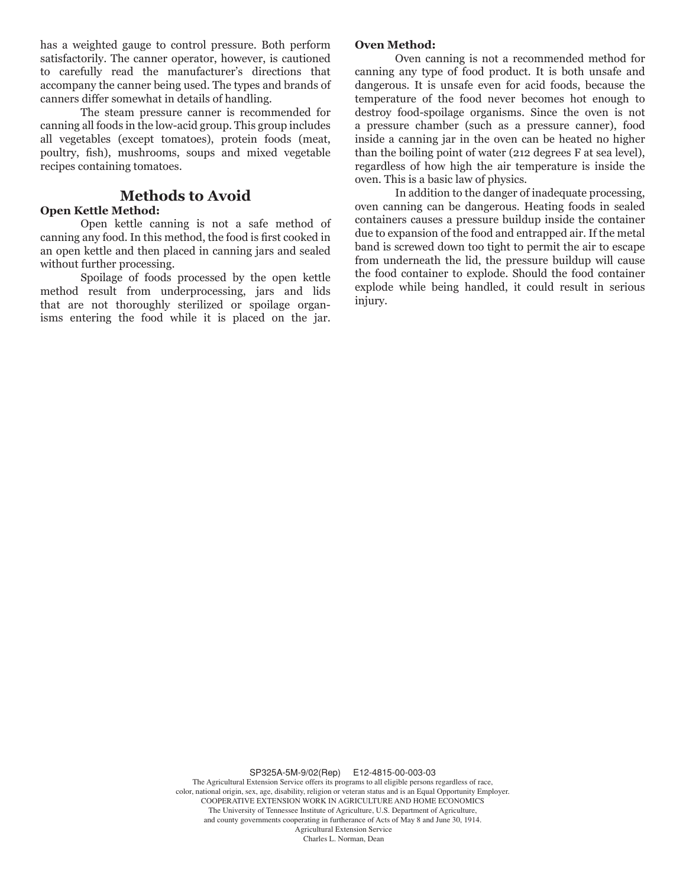has a weighted gauge to control pressure. Both perform satisfactorily. The canner operator, however, is cautioned to carefully read the manufacturer's directions that accompany the canner being used. The types and brands of canners differ somewhat in details of handling.

The steam pressure canner is recommended for canning all foods in the low-acid group. This group includes all vegetables (except tomatoes), protein foods (meat, poultry, fish), mushrooms, soups and mixed vegetable recipes containing tomatoes.

## Methods to Avoid

**Open Kettle Method:**

Open kettle canning is not a safe method of canning any food. In this method, the food is first cooked in an open kettle and then placed in canning jars and sealed without further processing.

Spoilage of foods processed by the open kettle method result from underprocessing, jars and lids that are not thoroughly sterilized or spoilage organisms entering the food while it is placed on the jar.

**Oven Method:**

Oven canning is not a recommended method for canning any type of food product. It is both unsafe and dangerous. It is unsafe even for acid foods, because the temperature of the food never becomes hot enough to destroy food-spoilage organisms. Since the oven is not a pressure chamber (such as a pressure canner), food inside a canning jar in the oven can be heated no higher than the boiling point of water (212 degrees F at sea level), regardless of how high the air temperature is inside the oven. This is a basic law of physics.

In addition to the danger of inadequate processing, oven canning can be dangerous. Heating foods in sealed containers causes a pressure buildup inside the container due to expansion of the food and entrapped air. If the metal band is screwed down too tight to permit the air to escape from underneath the lid, the pressure buildup will cause the food container to explode. Should the food container explode while being handled, it could result in serious injury.

SP325A-5M-9/02(Rep) E12-4815-00-003-03

The Agricultural Extension Service offers its programs to all eligible persons regardless of race, color, national origin, sex, age, disability, religion or veteran status and is an Equal Opportunity Employer.

COOPERATIVE EXTENSION WORK IN AGRICULTURE AND HOME ECONOMICS

The University of Tennessee Institute of Agriculture, U.S. Department of Agriculture, and county governments cooperating in furtherance of Acts of May 8 and June 30, 1914.

Agricultural Extension Service

Charles L. Norman, Dean